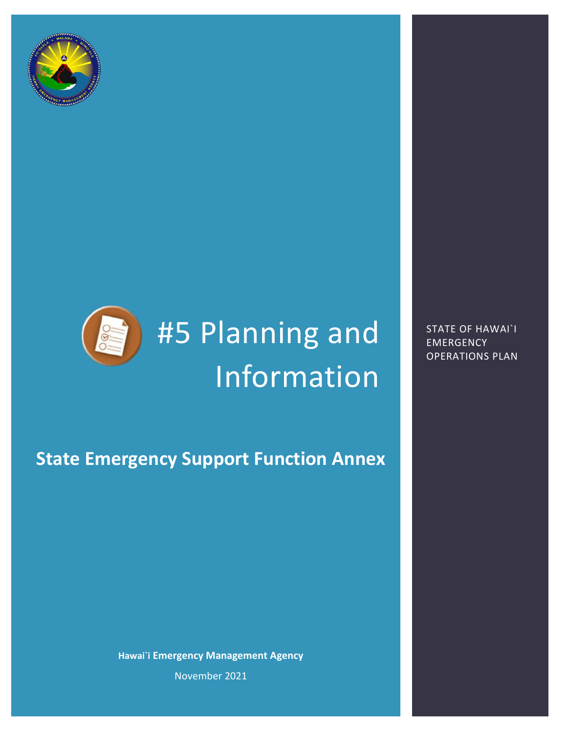# #5 Planning and Information

## State Emergency Support Function Annex

STATE OF HAWAI`I EMERGENCY OPERATIONS PLAN

**Hawai`i Emergency Management Agency**

November 2021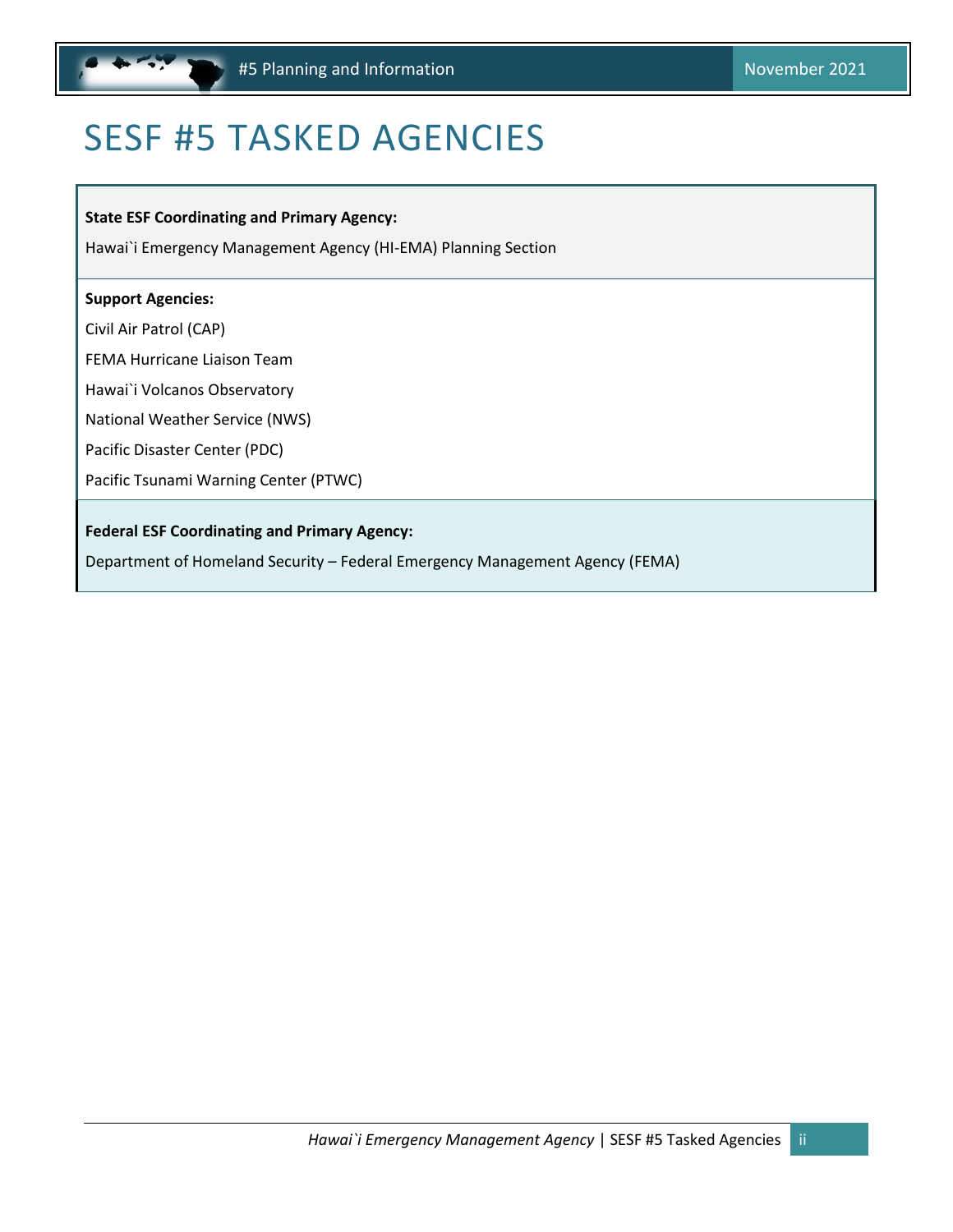# SESF #5 TASKED AGENCIES

**State ESF Coordinating and Primary Agency:**

Hawai`i Emergency Management Agency (HI-EMA) Planning Section

**Support Agencies:**

Civil Air Patrol (CAP)

FEMA Hurricane Liaison Team

Hawai`i Volcanos Observatory

National Weather Service (NWS)

Pacific Disaster Center (PDC)

Pacific Tsunami Warning Center (PTWC)

**Federal ESF Coordinating and Primary Agency:**

Department of Homeland Security – Federal Emergency Management Agency (FEMA)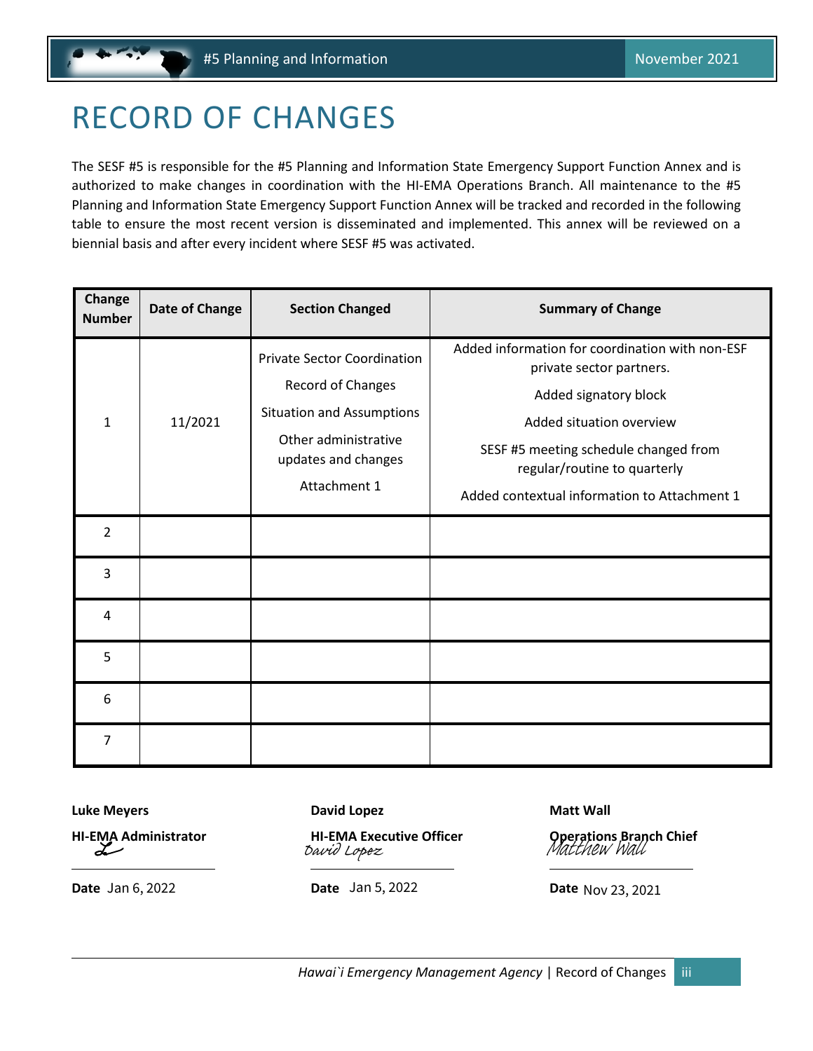# RECORD OF CHANGES

The SESF #5 is responsible for the #5 Planning and Information State Emergency Support Function Annex and is authorized to make changes in coordination with the HI-EMA Operations Branch. All maintenance to the #5 Planning and Information State Emergency Support Function Annex will be tracked and recorded in the following table to ensure the most recent version is disseminated and implemented. This annex will be reviewed on a biennial basis and after every incident where SESF #5 was activated.

| Change Number | Date of Change | Section Changed | Summary of Change |
|---|---|---|---|
| 1 | 11/2021 | Private Sector Coordination<br>Record of Changes<br>Situation and Assumptions<br>Other administrative updates and changes<br>Attachment 1 | Added information for coordination with non-ESF private sector partners.<br>Added signatory block<br>Added situation overview<br>SESF #5 meeting schedule changed from regular/routine to quarterly<br>Added contextual information to Attachment 1 |
| 2 | | | |
| 3 | | | |
| 4 | | | |
| 5 | | | |
| 6 | | | |
| 7 | | | |

**Luke Meyers**

**HI-EMA Administrator**

**Date** Jan 6, 2022

**David Lopez**

**HI-EMA Executive Officer**

David Lopez

**Date** Jan 5, 2022

**Matt Wall**

**Operations Branch Chief**

Matthew Wall

**Date** Nov 23, 2021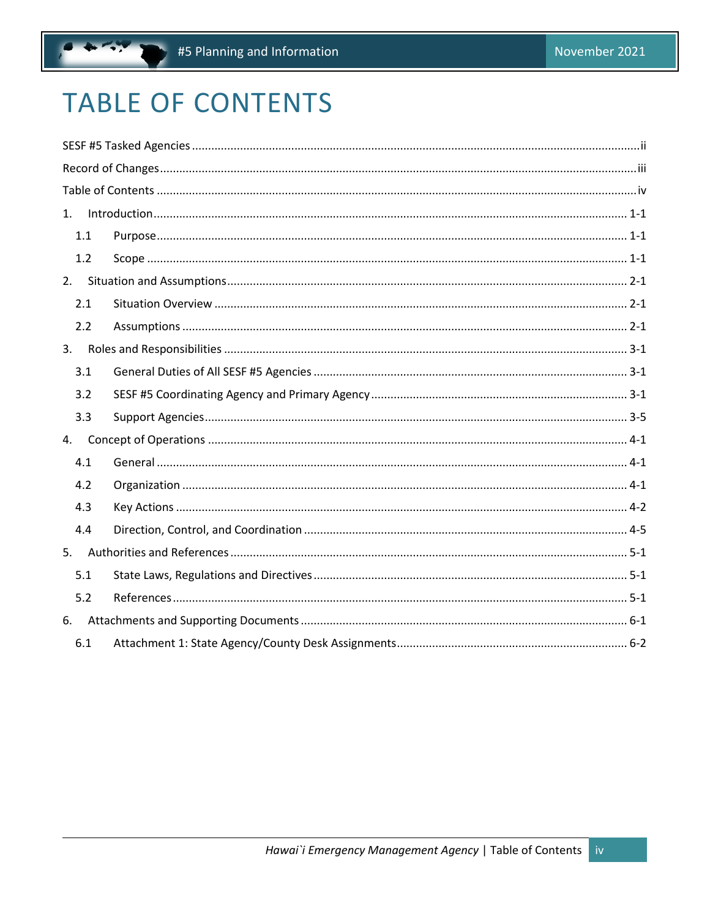# TABLE OF CONTENTS

SESF #5 Tasked Agencies ........................................................................................................ii

Record of Changes ..................................................................................................................iii

Table of Contents ....................................................................................................................iv

1. Introduction .................................................................................................................. 1-1
   - 1.1 Purpose ................................................................................................................. 1-1
   - 1.2 Scope .................................................................................................................... 1-1
2. Situation and Assumptions ............................................................................................ 2-1
   - 2.1 Situation Overview ................................................................................................ 2-1
   - 2.2 Assumptions ......................................................................................................... 2-1
3. Roles and Responsibilities ............................................................................................. 3-1
   - 3.1 General Duties of All SESF #5 Agencies ................................................................. 3-1
   - 3.2 SESF #5 Coordinating Agency and Primary Agency ............................................... 3-1
   - 3.3 Support Agencies .................................................................................................. 3-5
4. Concept of Operations .................................................................................................. 4-1
   - 4.1 General ................................................................................................................. 4-1
   - 4.2 Organization ......................................................................................................... 4-1
   - 4.3 Key Actions ........................................................................................................... 4-2
   - 4.4 Direction, Control, and Coordination .................................................................... 4-5
5. Authorities and References ........................................................................................... 5-1
   - 5.1 State Laws, Regulations and Directives ................................................................. 5-1
   - 5.2 References ............................................................................................................ 5-1
6. Attachments and Supporting Documents ..................................................................... 6-1
   - 6.1 Attachment 1: State Agency/County Desk Assignments ....................................... 6-2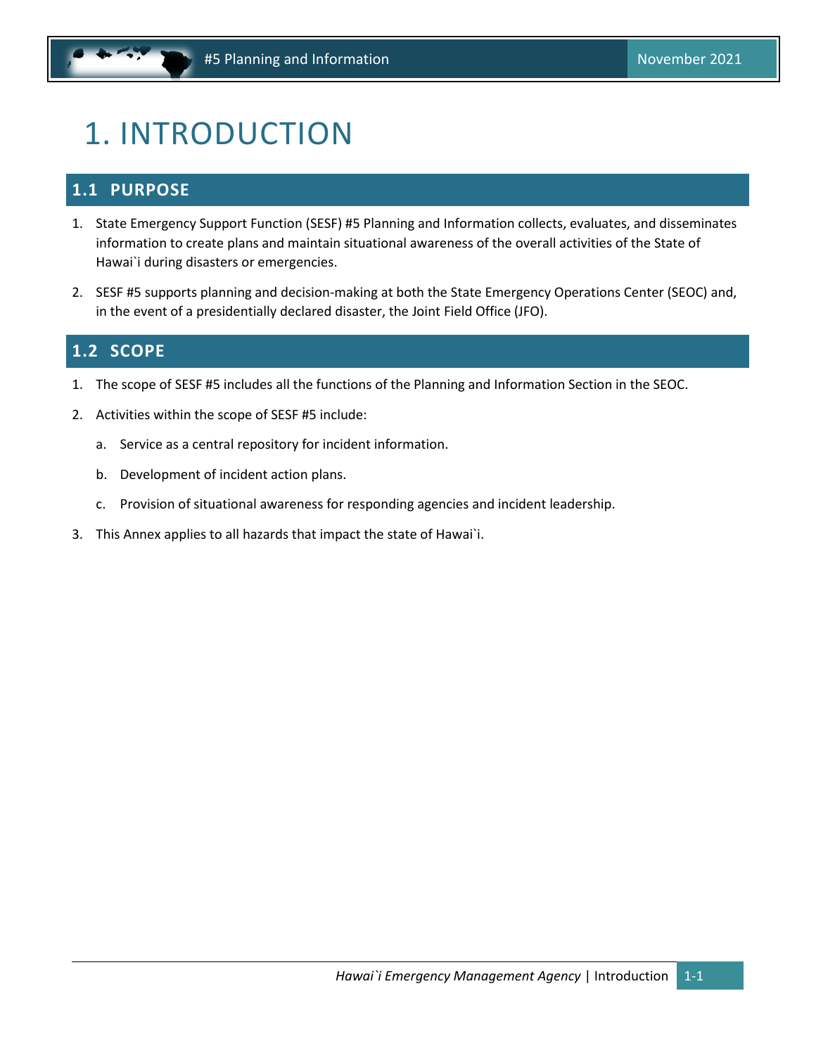# 1. INTRODUCTION

## 1.1 PURPOSE

1. State Emergency Support Function (SESF) #5 Planning and Information collects, evaluates, and disseminates information to create plans and maintain situational awareness of the overall activities of the State of Hawai`i during disasters or emergencies.

2. SESF #5 supports planning and decision-making at both the State Emergency Operations Center (SEOC) and, in the event of a presidentially declared disaster, the Joint Field Office (JFO).

## 1.2 SCOPE

1. The scope of SESF #5 includes all the functions of the Planning and Information Section in the SEOC.

2. Activities within the scope of SESF #5 include:

   a. Service as a central repository for incident information.

   b. Development of incident action plans.

   c. Provision of situational awareness for responding agencies and incident leadership.

3. This Annex applies to all hazards that impact the state of Hawai`i.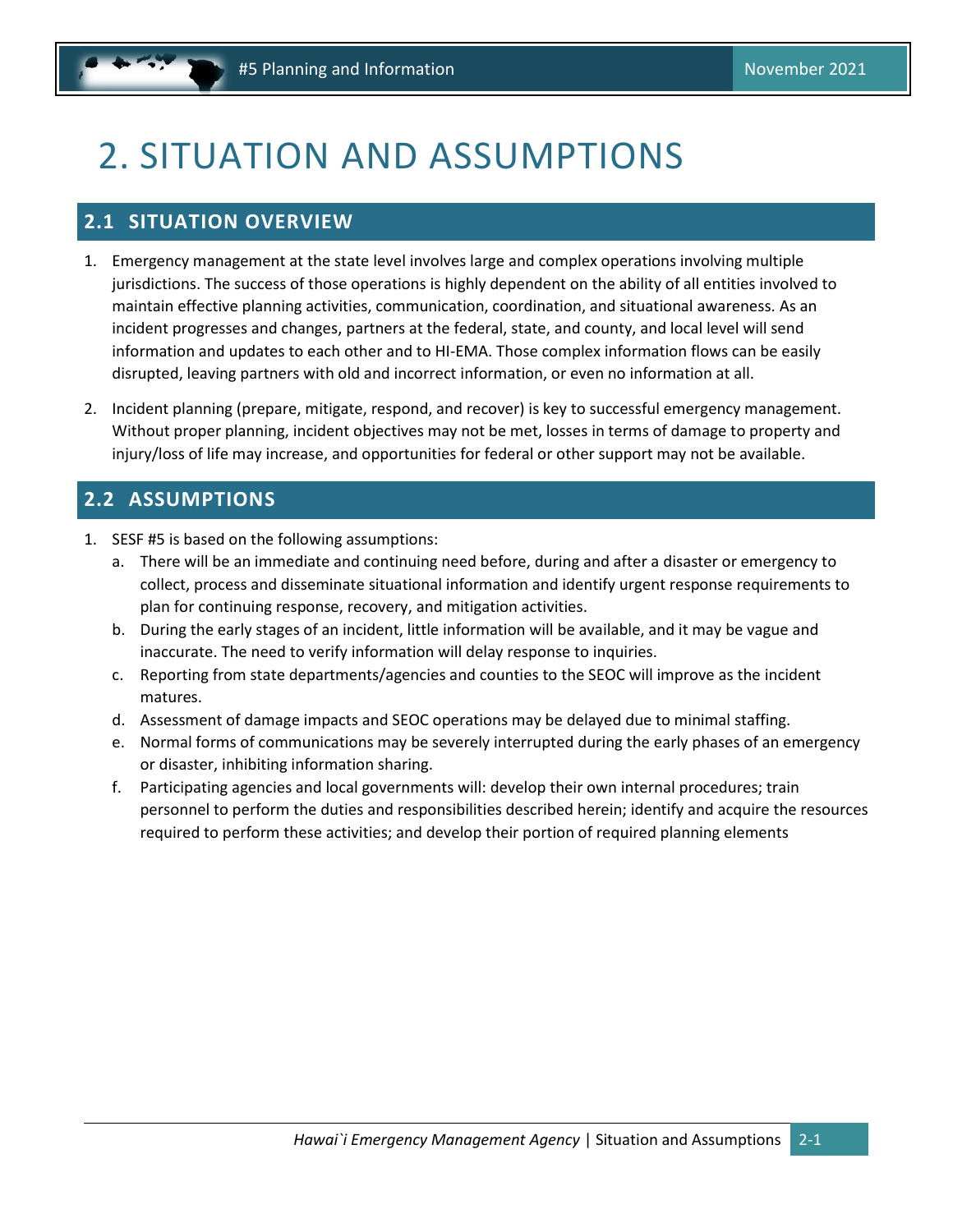# 2. SITUATION AND ASSUMPTIONS

## 2.1 SITUATION OVERVIEW

1. Emergency management at the state level involves large and complex operations involving multiple jurisdictions. The success of those operations is highly dependent on the ability of all entities involved to maintain effective planning activities, communication, coordination, and situational awareness. As an incident progresses and changes, partners at the federal, state, and county, and local level will send information and updates to each other and to HI-EMA. Those complex information flows can be easily disrupted, leaving partners with old and incorrect information, or even no information at all.
2. Incident planning (prepare, mitigate, respond, and recover) is key to successful emergency management. Without proper planning, incident objectives may not be met, losses in terms of damage to property and injury/loss of life may increase, and opportunities for federal or other support may not be available.

## 2.2 ASSUMPTIONS

1. SESF #5 is based on the following assumptions:
   a. There will be an immediate and continuing need before, during and after a disaster or emergency to collect, process and disseminate situational information and identify urgent response requirements to plan for continuing response, recovery, and mitigation activities.
   b. During the early stages of an incident, little information will be available, and it may be vague and inaccurate. The need to verify information will delay response to inquiries.
   c. Reporting from state departments/agencies and counties to the SEOC will improve as the incident matures.
   d. Assessment of damage impacts and SEOC operations may be delayed due to minimal staffing.
   e. Normal forms of communications may be severely interrupted during the early phases of an emergency or disaster, inhibiting information sharing.
   f. Participating agencies and local governments will: develop their own internal procedures; train personnel to perform the duties and responsibilities described herein; identify and acquire the resources required to perform these activities; and develop their portion of required planning elements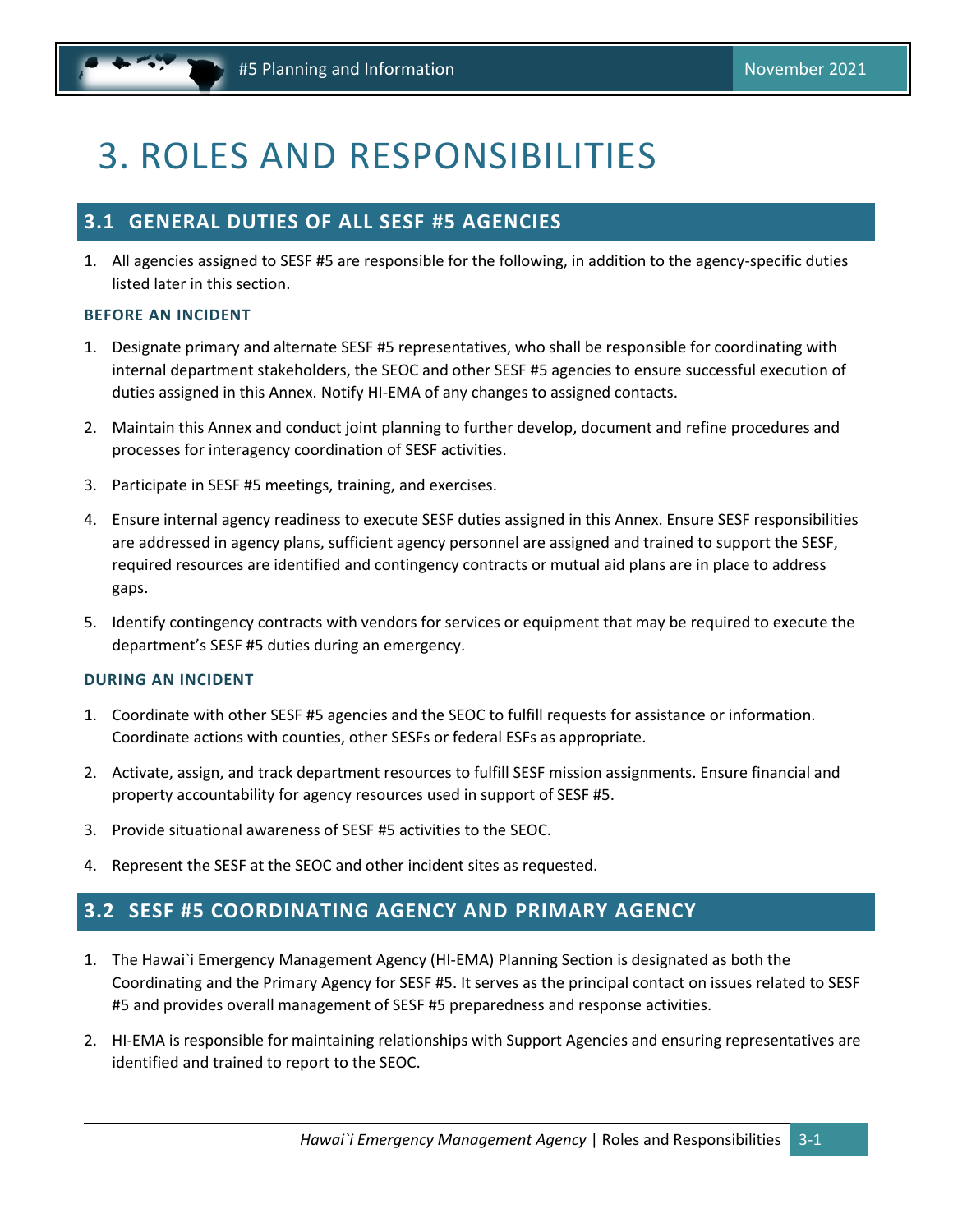# 3. ROLES AND RESPONSIBILITIES

## 3.1 GENERAL DUTIES OF ALL SESF #5 AGENCIES

1. All agencies assigned to SESF #5 are responsible for the following, in addition to the agency-specific duties listed later in this section.

### BEFORE AN INCIDENT

1. Designate primary and alternate SESF #5 representatives, who shall be responsible for coordinating with internal department stakeholders, the SEOC and other SESF #5 agencies to ensure successful execution of duties assigned in this Annex. Notify HI-EMA of any changes to assigned contacts.
2. Maintain this Annex and conduct joint planning to further develop, document and refine procedures and processes for interagency coordination of SESF activities.
3. Participate in SESF #5 meetings, training, and exercises.
4. Ensure internal agency readiness to execute SESF duties assigned in this Annex. Ensure SESF responsibilities are addressed in agency plans, sufficient agency personnel are assigned and trained to support the SESF, required resources are identified and contingency contracts or mutual aid plans are in place to address gaps.
5. Identify contingency contracts with vendors for services or equipment that may be required to execute the department's SESF #5 duties during an emergency.

### DURING AN INCIDENT

1. Coordinate with other SESF #5 agencies and the SEOC to fulfill requests for assistance or information. Coordinate actions with counties, other SESFs or federal ESFs as appropriate.
2. Activate, assign, and track department resources to fulfill SESF mission assignments. Ensure financial and property accountability for agency resources used in support of SESF #5.
3. Provide situational awareness of SESF #5 activities to the SEOC.
4. Represent the SESF at the SEOC and other incident sites as requested.

## 3.2 SESF #5 COORDINATING AGENCY AND PRIMARY AGENCY

1. The Hawai`i Emergency Management Agency (HI-EMA) Planning Section is designated as both the Coordinating and the Primary Agency for SESF #5. It serves as the principal contact on issues related to SESF #5 and provides overall management of SESF #5 preparedness and response activities.
2. HI-EMA is responsible for maintaining relationships with Support Agencies and ensuring representatives are identified and trained to report to the SEOC.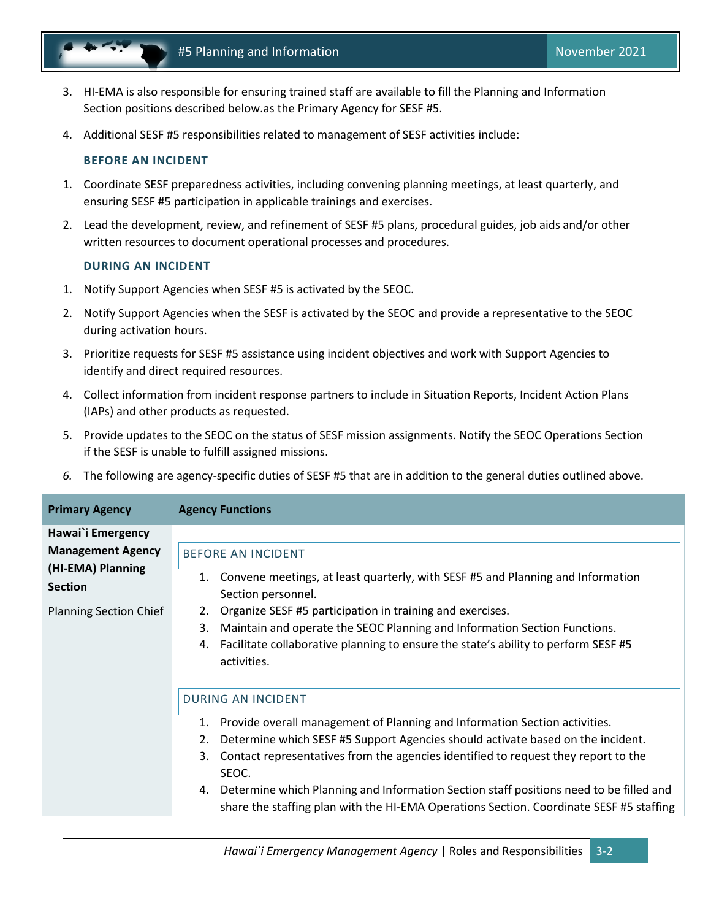3. HI-EMA is also responsible for ensuring trained staff are available to fill the Planning and Information Section positions described below.as the Primary Agency for SESF #5.

4. Additional SESF #5 responsibilities related to management of SESF activities include:

### BEFORE AN INCIDENT

1. Coordinate SESF preparedness activities, including convening planning meetings, at least quarterly, and ensuring SESF #5 participation in applicable trainings and exercises.

2. Lead the development, review, and refinement of SESF #5 plans, procedural guides, job aids and/or other written resources to document operational processes and procedures.

### DURING AN INCIDENT

1. Notify Support Agencies when SESF #5 is activated by the SEOC.

2. Notify Support Agencies when the SESF is activated by the SEOC and provide a representative to the SEOC during activation hours.

3. Prioritize requests for SESF #5 assistance using incident objectives and work with Support Agencies to identify and direct required resources.

4. Collect information from incident response partners to include in Situation Reports, Incident Action Plans (IAPs) and other products as requested.

5. Provide updates to the SEOC on the status of SESF mission assignments. Notify the SEOC Operations Section if the SESF is unable to fulfill assigned missions.

*6.* The following are agency-specific duties of SESF #5 that are in addition to the general duties outlined above.

| Primary Agency | Agency Functions |
|---|---|
| **Hawai`i Emergency Management Agency (HI-EMA) Planning Section**<br><br>Planning Section Chief | BEFORE AN INCIDENT<br>1. Convene meetings, at least quarterly, with SESF #5 and Planning and Information Section personnel.<br>2. Organize SESF #5 participation in training and exercises.<br>3. Maintain and operate the SEOC Planning and Information Section Functions.<br>4. Facilitate collaborative planning to ensure the state's ability to perform SESF #5 activities.<br><br>DURING AN INCIDENT<br>1. Provide overall management of Planning and Information Section activities.<br>2. Determine which SESF #5 Support Agencies should activate based on the incident.<br>3. Contact representatives from the agencies identified to request they report to the SEOC.<br>4. Determine which Planning and Information Section staff positions need to be filled and share the staffing plan with the HI-EMA Operations Section. Coordinate SESF #5 staffing |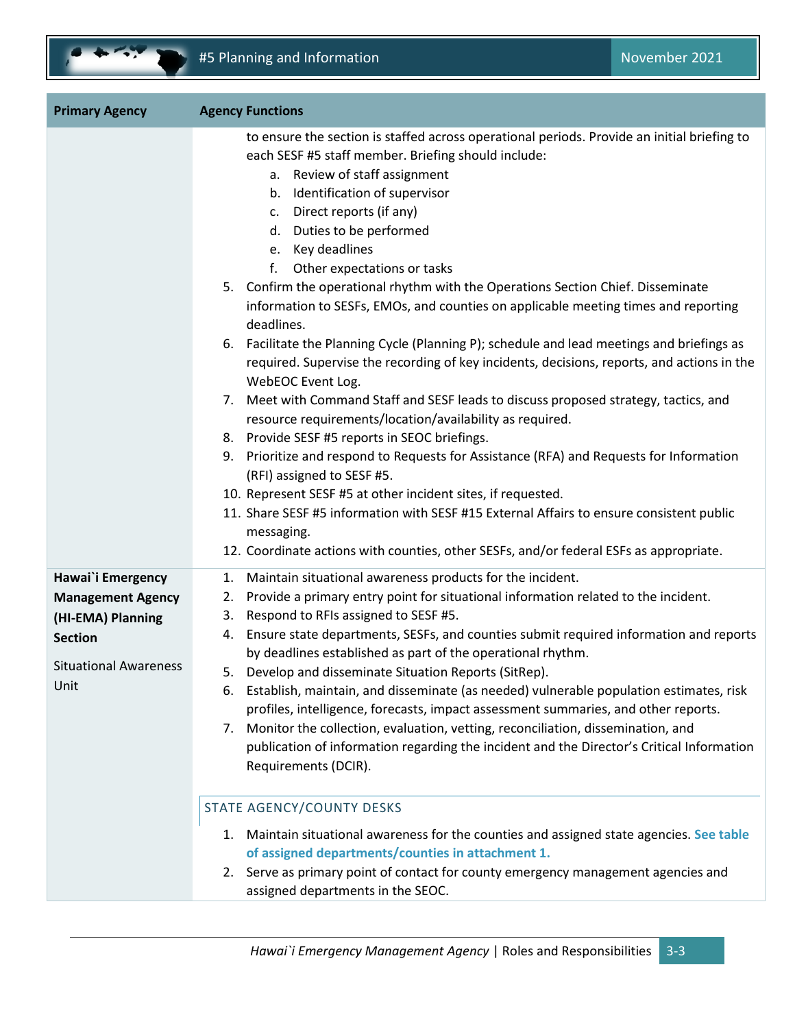| Primary Agency | Agency Functions |
|---|---|
| | to ensure the section is staffed across operational periods. Provide an initial briefing to each SESF #5 staff member. Briefing should include:<br>a. Review of staff assignment<br>b. Identification of supervisor<br>c. Direct reports (if any)<br>d. Duties to be performed<br>e. Key deadlines<br>f. Other expectations or tasks<br>5. Confirm the operational rhythm with the Operations Section Chief. Disseminate information to SESFs, EMOs, and counties on applicable meeting times and reporting deadlines.<br>6. Facilitate the Planning Cycle (Planning P); schedule and lead meetings and briefings as required. Supervise the recording of key incidents, decisions, reports, and actions in the WebEOC Event Log.<br>7. Meet with Command Staff and SESF leads to discuss proposed strategy, tactics, and resource requirements/location/availability as required.<br>8. Provide SESF #5 reports in SEOC briefings.<br>9. Prioritize and respond to Requests for Assistance (RFA) and Requests for Information (RFI) assigned to SESF #5.<br>10. Represent SESF #5 at other incident sites, if requested.<br>11. Share SESF #5 information with SESF #15 External Affairs to ensure consistent public messaging.<br>12. Coordinate actions with counties, other SESFs, and/or federal ESFs as appropriate. |
| **Hawai`i Emergency Management Agency (HI-EMA) Planning Section**<br><br>Situational Awareness Unit | 1. Maintain situational awareness products for the incident.<br>2. Provide a primary entry point for situational information related to the incident.<br>3. Respond to RFIs assigned to SESF #5.<br>4. Ensure state departments, SESFs, and counties submit required information and reports by deadlines established as part of the operational rhythm.<br>5. Develop and disseminate Situation Reports (SitRep).<br>6. Establish, maintain, and disseminate (as needed) vulnerable population estimates, risk profiles, intelligence, forecasts, impact assessment summaries, and other reports.<br>7. Monitor the collection, evaluation, vetting, reconciliation, dissemination, and publication of information regarding the incident and the Director's Critical Information Requirements (DCIR).<br><br>STATE AGENCY/COUNTY DESKS<br><br>1. Maintain situational awareness for the counties and assigned state agencies. **See table of assigned departments/counties in attachment 1.**<br>2. Serve as primary point of contact for county emergency management agencies and assigned departments in the SEOC. |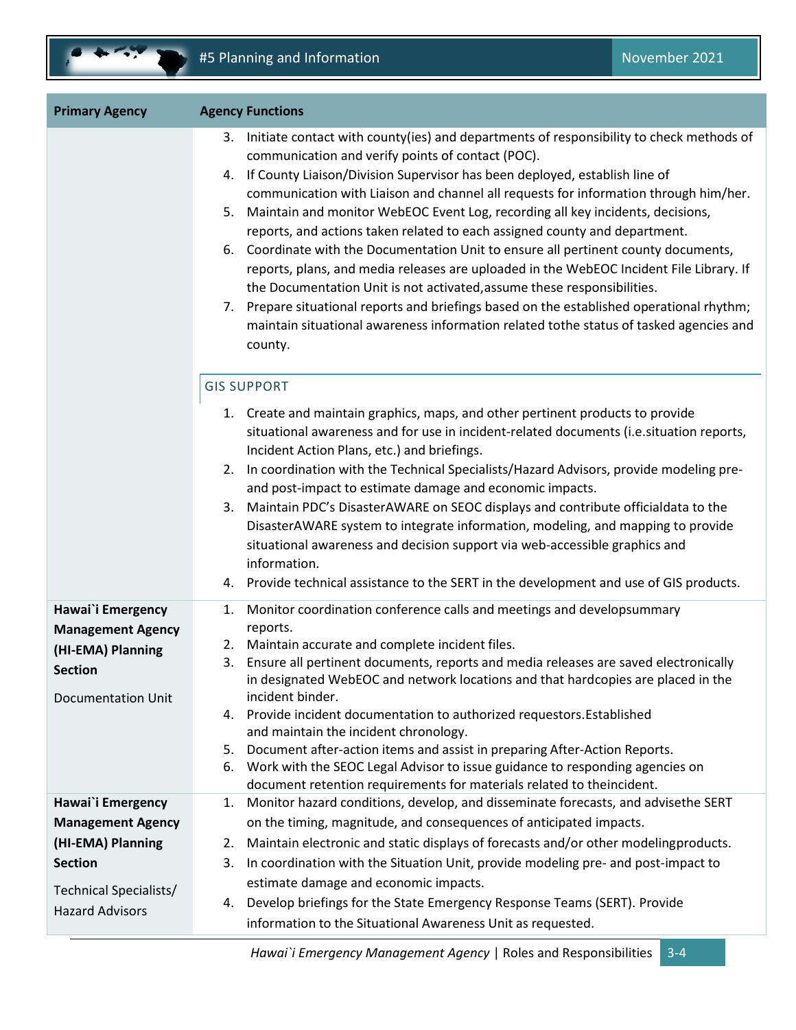| Primary Agency | Agency Functions |
|---|---|
| | 3. Initiate contact with county(ies) and departments of responsibility to check methods of communication and verify points of contact (POC).<br>4. If County Liaison/Division Supervisor has been deployed, establish line of communication with Liaison and channel all requests for information through him/her.<br>5. Maintain and monitor WebEOC Event Log, recording all key incidents, decisions, reports, and actions taken related to each assigned county and department.<br>6. Coordinate with the Documentation Unit to ensure all pertinent county documents, reports, plans, and media releases are uploaded in the WebEOC Incident File Library. If the Documentation Unit is not activated,assume these responsibilities.<br>7. Prepare situational reports and briefings based on the established operational rhythm; maintain situational awareness information related tothe status of tasked agencies and county.<br><br>GIS SUPPORT<br><br>1. Create and maintain graphics, maps, and other pertinent products to provide situational awareness and for use in incident-related documents (i.e.situation reports, Incident Action Plans, etc.) and briefings.<br>2. In coordination with the Technical Specialists/Hazard Advisors, provide modeling pre- and post-impact to estimate damage and economic impacts.<br>3. Maintain PDC's DisasterAWARE on SEOC displays and contribute officialdata to the DisasterAWARE system to integrate information, modeling, and mapping to provide situational awareness and decision support via web-accessible graphics and information.<br>4. Provide technical assistance to the SERT in the development and use of GIS products. |
| **Hawai`i Emergency Management Agency (HI-EMA) Planning Section**<br><br>Documentation Unit | 1. Monitor coordination conference calls and meetings and developsummary reports.<br>2. Maintain accurate and complete incident files.<br>3. Ensure all pertinent documents, reports and media releases are saved electronically in designated WebEOC and network locations and that hardcopies are placed in the incident binder.<br>4. Provide incident documentation to authorized requestors.Established and maintain the incident chronology.<br>5. Document after-action items and assist in preparing After-Action Reports.<br>6. Work with the SEOC Legal Advisor to issue guidance to responding agencies on document retention requirements for materials related to theincident. |
| **Hawai`i Emergency Management Agency (HI-EMA) Planning Section**<br><br>Technical Specialists/ Hazard Advisors | 1. Monitor hazard conditions, develop, and disseminate forecasts, and advisethe SERT on the timing, magnitude, and consequences of anticipated impacts.<br>2. Maintain electronic and static displays of forecasts and/or other modelingproducts.<br>3. In coordination with the Situation Unit, provide modeling pre- and post-impact to estimate damage and economic impacts.<br>4. Develop briefings for the State Emergency Response Teams (SERT). Provide information to the Situational Awareness Unit as requested. |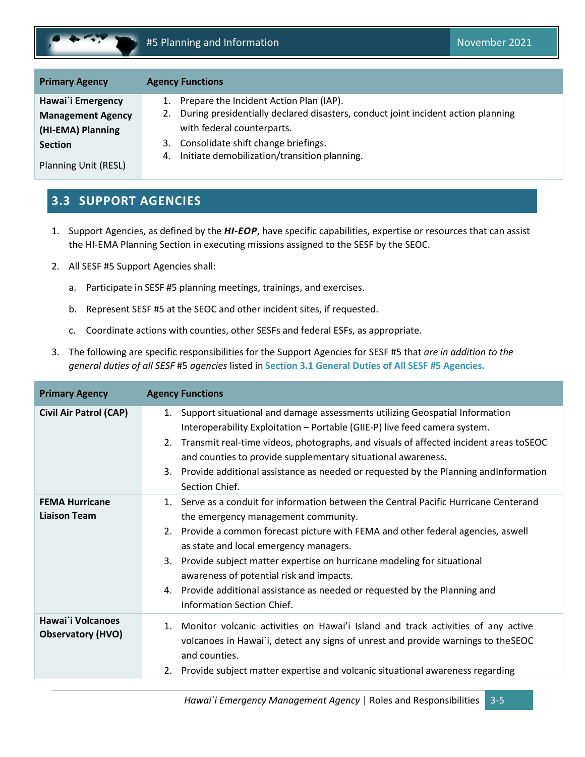| Primary Agency | Agency Functions |
|---|---|
| **Hawai`i Emergency Management Agency (HI-EMA) Planning Section**<br><br>Planning Unit (RESL) | 1. Prepare the Incident Action Plan (IAP).<br>2. During presidentially declared disasters, conduct joint incident action planning with federal counterparts.<br>3. Consolidate shift change briefings.<br>4. Initiate demobilization/transition planning. |

## 3.3 SUPPORT AGENCIES

1. Support Agencies, as defined by the ***HI-EOP***, have specific capabilities, expertise or resources that can assist the HI-EMA Planning Section in executing missions assigned to the SESF by the SEOC.

2. All SESF #5 Support Agencies shall:

   a. Participate in SESF #5 planning meetings, trainings, and exercises.

   b. Represent SESF #5 at the SEOC and other incident sites, if requested.

   c. Coordinate actions with counties, other SESFs and federal ESFs, as appropriate.

3. The following are specific responsibilities for the Support Agencies for SESF #5 that *are in addition to the general duties of all SESF* #5 *agencies* listed in **Section 3.1 General Duties of All SESF #5 Agencies.**

| Primary Agency | Agency Functions |
|---|---|
| **Civil Air Patrol (CAP)** | 1. Support situational and damage assessments utilizing Geospatial Information Interoperability Exploitation – Portable (GIIE-P) live feed camera system.<br>2. Transmit real-time videos, photographs, and visuals of affected incident areas toSEOC and counties to provide supplementary situational awareness.<br>3. Provide additional assistance as needed or requested by the Planning andInformation Section Chief. |
| **FEMA Hurricane Liaison Team** | 1. Serve as a conduit for information between the Central Pacific Hurricane Centerand the emergency management community.<br>2. Provide a common forecast picture with FEMA and other federal agencies, aswell as state and local emergency managers.<br>3. Provide subject matter expertise on hurricane modeling for situational awareness of potential risk and impacts.<br>4. Provide additional assistance as needed or requested by the Planning and Information Section Chief. |
| **Hawai`i Volcanoes Observatory (HVO)** | 1. Monitor volcanic activities on Hawai'i Island and track activities of any active volcanoes in Hawai`i, detect any signs of unrest and provide warnings to theSEOC and counties.<br>2. Provide subject matter expertise and volcanic situational awareness regarding |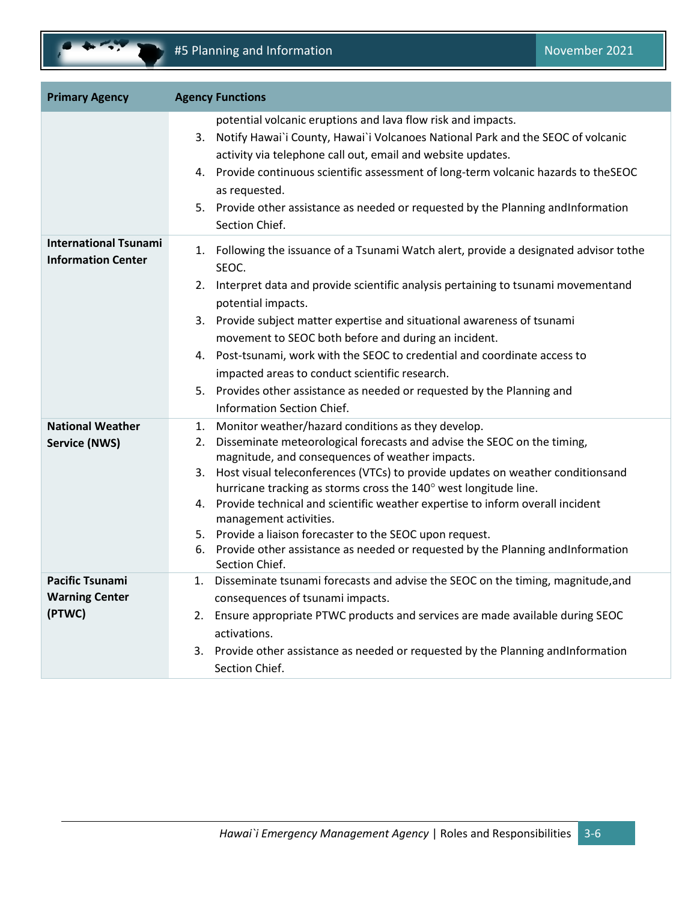| Primary Agency | Agency Functions |
|---|---|
| | potential volcanic eruptions and lava flow risk and impacts.<br>3. Notify Hawai`i County, Hawai`i Volcanoes National Park and the SEOC of volcanic activity via telephone call out, email and website updates.<br>4. Provide continuous scientific assessment of long-term volcanic hazards to theSEOC as requested.<br>5. Provide other assistance as needed or requested by the Planning andInformation Section Chief. |
| **International Tsunami Information Center** | 1. Following the issuance of a Tsunami Watch alert, provide a designated advisor tothe SEOC.<br>2. Interpret data and provide scientific analysis pertaining to tsunami movementand potential impacts.<br>3. Provide subject matter expertise and situational awareness of tsunami movement to SEOC both before and during an incident.<br>4. Post-tsunami, work with the SEOC to credential and coordinate access to impacted areas to conduct scientific research.<br>5. Provides other assistance as needed or requested by the Planning and Information Section Chief. |
| **National Weather Service (NWS)** | 1. Monitor weather/hazard conditions as they develop.<br>2. Disseminate meteorological forecasts and advise the SEOC on the timing, magnitude, and consequences of weather impacts.<br>3. Host visual teleconferences (VTCs) to provide updates on weather conditionsand hurricane tracking as storms cross the 140° west longitude line.<br>4. Provide technical and scientific weather expertise to inform overall incident management activities.<br>5. Provide a liaison forecaster to the SEOC upon request.<br>6. Provide other assistance as needed or requested by the Planning andInformation Section Chief. |
| **Pacific Tsunami Warning Center (PTWC)** | 1. Disseminate tsunami forecasts and advise the SEOC on the timing, magnitude,and consequences of tsunami impacts.<br>2. Ensure appropriate PTWC products and services are made available during SEOC activations.<br>3. Provide other assistance as needed or requested by the Planning andInformation Section Chief. |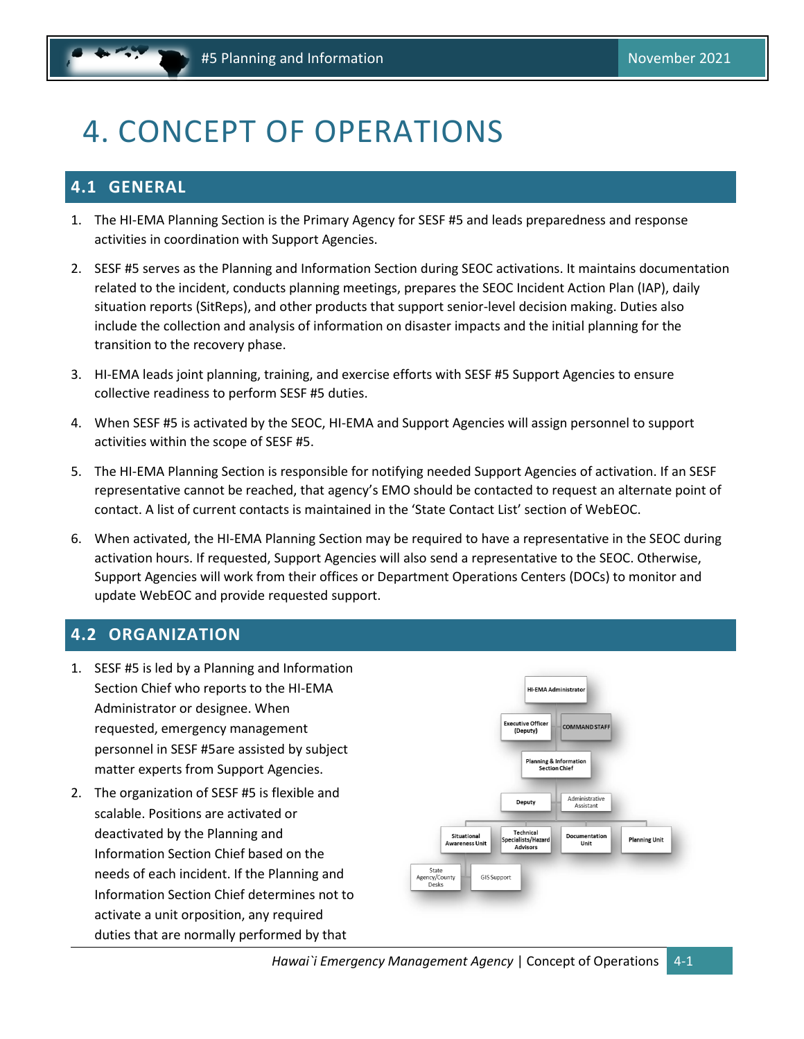# 4. CONCEPT OF OPERATIONS

## 4.1 GENERAL

1. The HI-EMA Planning Section is the Primary Agency for SESF #5 and leads preparedness and response activities in coordination with Support Agencies.

2. SESF #5 serves as the Planning and Information Section during SEOC activations. It maintains documentation related to the incident, conducts planning meetings, prepares the SEOC Incident Action Plan (IAP), daily situation reports (SitReps), and other products that support senior-level decision making. Duties also include the collection and analysis of information on disaster impacts and the initial planning for the transition to the recovery phase.

3. HI-EMA leads joint planning, training, and exercise efforts with SESF #5 Support Agencies to ensure collective readiness to perform SESF #5 duties.

4. When SESF #5 is activated by the SEOC, HI-EMA and Support Agencies will assign personnel to support activities within the scope of SESF #5.

5. The HI-EMA Planning Section is responsible for notifying needed Support Agencies of activation. If an SESF representative cannot be reached, that agency's EMO should be contacted to request an alternate point of contact. A list of current contacts is maintained in the 'State Contact List' section of WebEOC.

6. When activated, the HI-EMA Planning Section may be required to have a representative in the SEOC during activation hours. If requested, Support Agencies will also send a representative to the SEOC. Otherwise, Support Agencies will work from their offices or Department Operations Centers (DOCs) to monitor and update WebEOC and provide requested support.

## 4.2 ORGANIZATION

1. SESF #5 is led by a Planning and Information Section Chief who reports to the HI-EMA Administrator or designee. When requested, emergency management personnel in SESF #5are assisted by subject matter experts from Support Agencies.

2. The organization of SESF #5 is flexible and scalable. Positions are activated or deactivated by the Planning and Information Section Chief based on the needs of each incident. If the Planning and Information Section Chief determines not to activate a unit orposition, any required duties that are normally performed by that

HI-EMA Administrator
Executive Officer (Deputy) | COMMAND STAFF
Planning & Information Section Chief
Deputy | Administrative Assistant
Situational Awareness Unit | Technical Specialists/Hazard Advisors | Documentation Unit | Planning Unit
State Agency/County Desks | GIS Support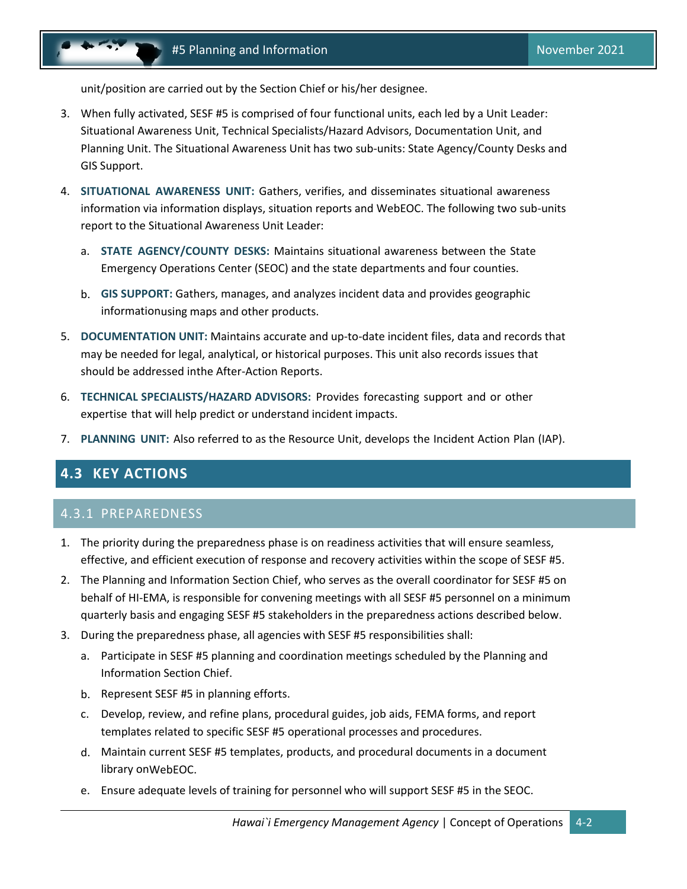unit/position are carried out by the Section Chief or his/her designee.

3. When fully activated, SESF #5 is comprised of four functional units, each led by a Unit Leader: Situational Awareness Unit, Technical Specialists/Hazard Advisors, Documentation Unit, and Planning Unit. The Situational Awareness Unit has two sub-units: State Agency/County Desks and GIS Support.

4. **SITUATIONAL AWARENESS UNIT:** Gathers, verifies, and disseminates situational awareness information via information displays, situation reports and WebEOC. The following two sub-units report to the Situational Awareness Unit Leader:

   a. **STATE AGENCY/COUNTY DESKS:** Maintains situational awareness between the State Emergency Operations Center (SEOC) and the state departments and four counties.

   b. **GIS SUPPORT:** Gathers, manages, and analyzes incident data and provides geographic informationusing maps and other products.

5. **DOCUMENTATION UNIT:** Maintains accurate and up-to-date incident files, data and records that may be needed for legal, analytical, or historical purposes. This unit also records issues that should be addressed inthe After-Action Reports.

6. **TECHNICAL SPECIALISTS/HAZARD ADVISORS:** Provides forecasting support and or other expertise that will help predict or understand incident impacts.

7. **PLANNING UNIT:** Also referred to as the Resource Unit, develops the Incident Action Plan (IAP).

## 4.3 KEY ACTIONS

### 4.3.1 PREPAREDNESS

1. The priority during the preparedness phase is on readiness activities that will ensure seamless, effective, and efficient execution of response and recovery activities within the scope of SESF #5.
2. The Planning and Information Section Chief, who serves as the overall coordinator for SESF #5 on behalf of HI-EMA, is responsible for convening meetings with all SESF #5 personnel on a minimum quarterly basis and engaging SESF #5 stakeholders in the preparedness actions described below.
3. During the preparedness phase, all agencies with SESF #5 responsibilities shall:
   a. Participate in SESF #5 planning and coordination meetings scheduled by the Planning and Information Section Chief.
   b. Represent SESF #5 in planning efforts.
   c. Develop, review, and refine plans, procedural guides, job aids, FEMA forms, and report templates related to specific SESF #5 operational processes and procedures.
   d. Maintain current SESF #5 templates, products, and procedural documents in a document library onWebEOC.
   e. Ensure adequate levels of training for personnel who will support SESF #5 in the SEOC.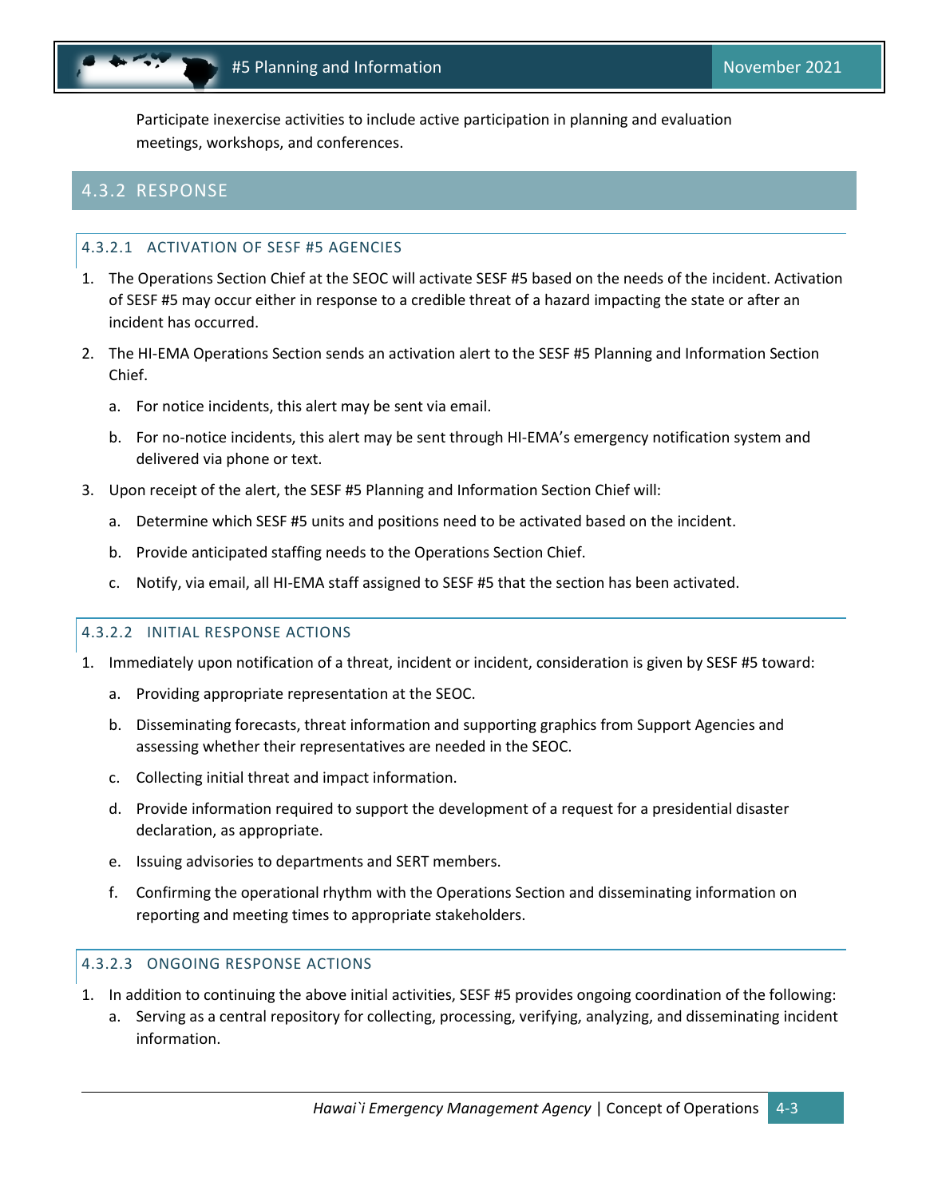Participate inexercise activities to include active participation in planning and evaluation meetings, workshops, and conferences.

## 4.3.2 RESPONSE

### 4.3.2.1 ACTIVATION OF SESF #5 AGENCIES

1. The Operations Section Chief at the SEOC will activate SESF #5 based on the needs of the incident. Activation of SESF #5 may occur either in response to a credible threat of a hazard impacting the state or after an incident has occurred.
2. The HI-EMA Operations Section sends an activation alert to the SESF #5 Planning and Information Section Chief.
   a. For notice incidents, this alert may be sent via email.
   b. For no-notice incidents, this alert may be sent through HI-EMA's emergency notification system and delivered via phone or text.
3. Upon receipt of the alert, the SESF #5 Planning and Information Section Chief will:
   a. Determine which SESF #5 units and positions need to be activated based on the incident.
   b. Provide anticipated staffing needs to the Operations Section Chief.
   c. Notify, via email, all HI-EMA staff assigned to SESF #5 that the section has been activated.

### 4.3.2.2 INITIAL RESPONSE ACTIONS

1. Immediately upon notification of a threat, incident or incident, consideration is given by SESF #5 toward:
   a. Providing appropriate representation at the SEOC.
   b. Disseminating forecasts, threat information and supporting graphics from Support Agencies and assessing whether their representatives are needed in the SEOC.
   c. Collecting initial threat and impact information.
   d. Provide information required to support the development of a request for a presidential disaster declaration, as appropriate.
   e. Issuing advisories to departments and SERT members.
   f. Confirming the operational rhythm with the Operations Section and disseminating information on reporting and meeting times to appropriate stakeholders.

### 4.3.2.3 ONGOING RESPONSE ACTIONS

1. In addition to continuing the above initial activities, SESF #5 provides ongoing coordination of the following:
   a. Serving as a central repository for collecting, processing, verifying, analyzing, and disseminating incident information.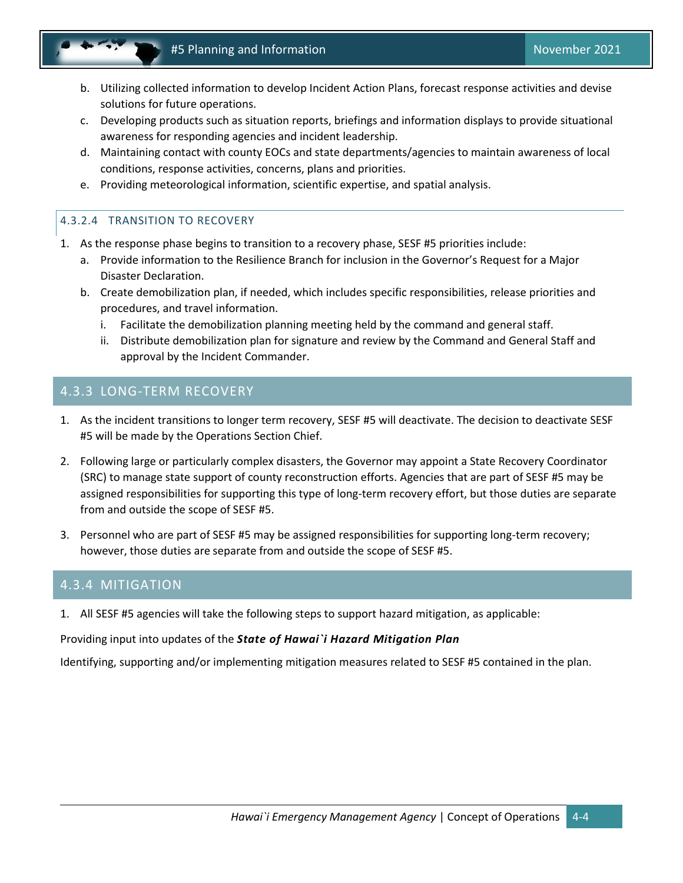b. Utilizing collected information to develop Incident Action Plans, forecast response activities and devise solutions for future operations.
c. Developing products such as situation reports, briefings and information displays to provide situational awareness for responding agencies and incident leadership.
d. Maintaining contact with county EOCs and state departments/agencies to maintain awareness of local conditions, response activities, concerns, plans and priorities.
e. Providing meteorological information, scientific expertise, and spatial analysis.

#### 4.3.2.4 TRANSITION TO RECOVERY

1. As the response phase begins to transition to a recovery phase, SESF #5 priorities include:
   a. Provide information to the Resilience Branch for inclusion in the Governor's Request for a Major Disaster Declaration.
   b. Create demobilization plan, if needed, which includes specific responsibilities, release priorities and procedures, and travel information.
      i. Facilitate the demobilization planning meeting held by the command and general staff.
      ii. Distribute demobilization plan for signature and review by the Command and General Staff and approval by the Incident Commander.

### 4.3.3 LONG-TERM RECOVERY

1. As the incident transitions to longer term recovery, SESF #5 will deactivate. The decision to deactivate SESF #5 will be made by the Operations Section Chief.

2. Following large or particularly complex disasters, the Governor may appoint a State Recovery Coordinator (SRC) to manage state support of county reconstruction efforts. Agencies that are part of SESF #5 may be assigned responsibilities for supporting this type of long-term recovery effort, but those duties are separate from and outside the scope of SESF #5.

3. Personnel who are part of SESF #5 may be assigned responsibilities for supporting long-term recovery; however, those duties are separate from and outside the scope of SESF #5.

### 4.3.4 MITIGATION

1. All SESF #5 agencies will take the following steps to support hazard mitigation, as applicable:

Providing input into updates of the ***State of Hawai`i Hazard Mitigation Plan***

Identifying, supporting and/or implementing mitigation measures related to SESF #5 contained in the plan.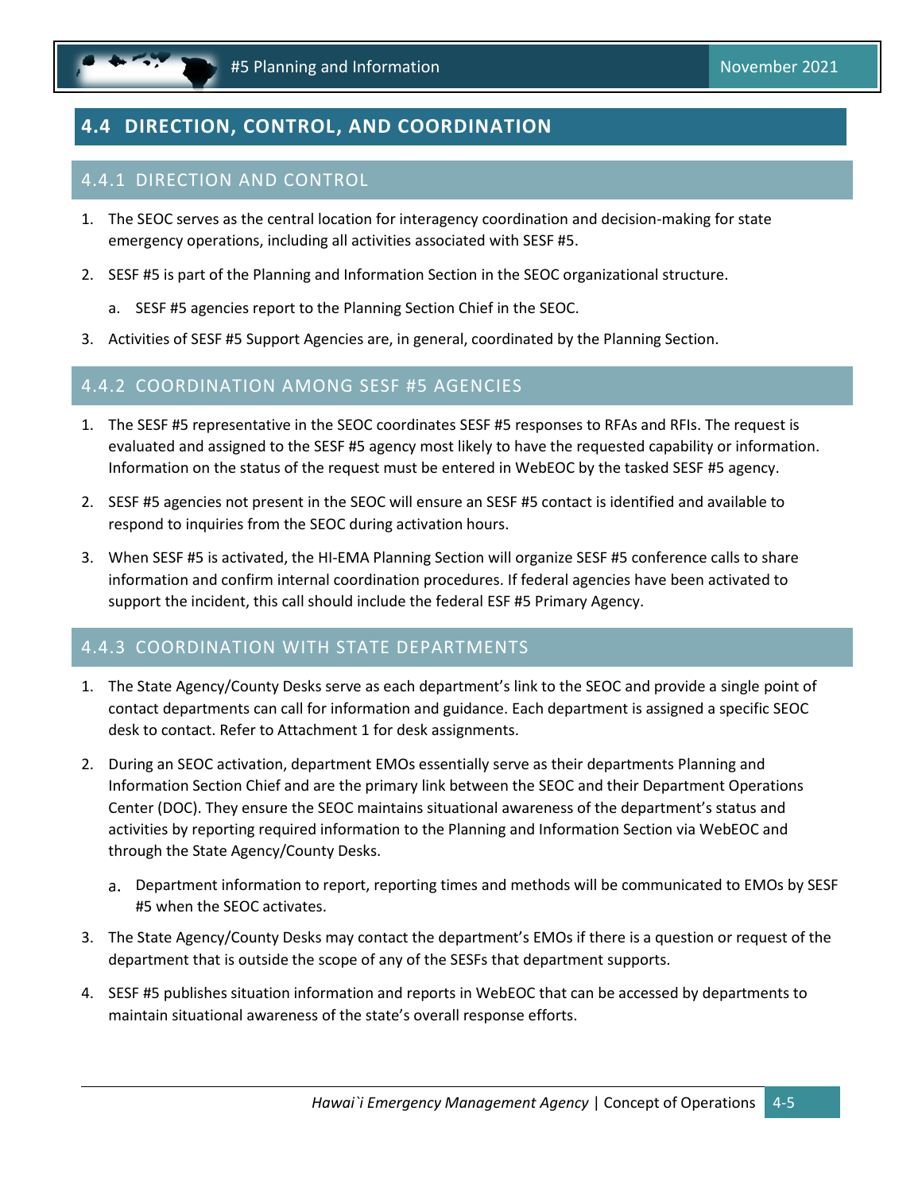## 4.4 DIRECTION, CONTROL, AND COORDINATION

### 4.4.1 DIRECTION AND CONTROL

1. The SEOC serves as the central location for interagency coordination and decision-making for state emergency operations, including all activities associated with SESF #5.
2. SESF #5 is part of the Planning and Information Section in the SEOC organizational structure.
   a. SESF #5 agencies report to the Planning Section Chief in the SEOC.
3. Activities of SESF #5 Support Agencies are, in general, coordinated by the Planning Section.

### 4.4.2 COORDINATION AMONG SESF #5 AGENCIES

1. The SESF #5 representative in the SEOC coordinates SESF #5 responses to RFAs and RFIs. The request is evaluated and assigned to the SESF #5 agency most likely to have the requested capability or information. Information on the status of the request must be entered in WebEOC by the tasked SESF #5 agency.
2. SESF #5 agencies not present in the SEOC will ensure an SESF #5 contact is identified and available to respond to inquiries from the SEOC during activation hours.
3. When SESF #5 is activated, the HI-EMA Planning Section will organize SESF #5 conference calls to share information and confirm internal coordination procedures. If federal agencies have been activated to support the incident, this call should include the federal ESF #5 Primary Agency.

### 4.4.3 COORDINATION WITH STATE DEPARTMENTS

1. The State Agency/County Desks serve as each department's link to the SEOC and provide a single point of contact departments can call for information and guidance. Each department is assigned a specific SEOC desk to contact. Refer to Attachment 1 for desk assignments.
2. During an SEOC activation, department EMOs essentially serve as their departments Planning and Information Section Chief and are the primary link between the SEOC and their Department Operations Center (DOC). They ensure the SEOC maintains situational awareness of the department's status and activities by reporting required information to the Planning and Information Section via WebEOC and through the State Agency/County Desks.
   a. Department information to report, reporting times and methods will be communicated to EMOs by SESF #5 when the SEOC activates.
3. The State Agency/County Desks may contact the department's EMOs if there is a question or request of the department that is outside the scope of any of the SESFs that department supports.
4. SESF #5 publishes situation information and reports in WebEOC that can be accessed by departments to maintain situational awareness of the state's overall response efforts.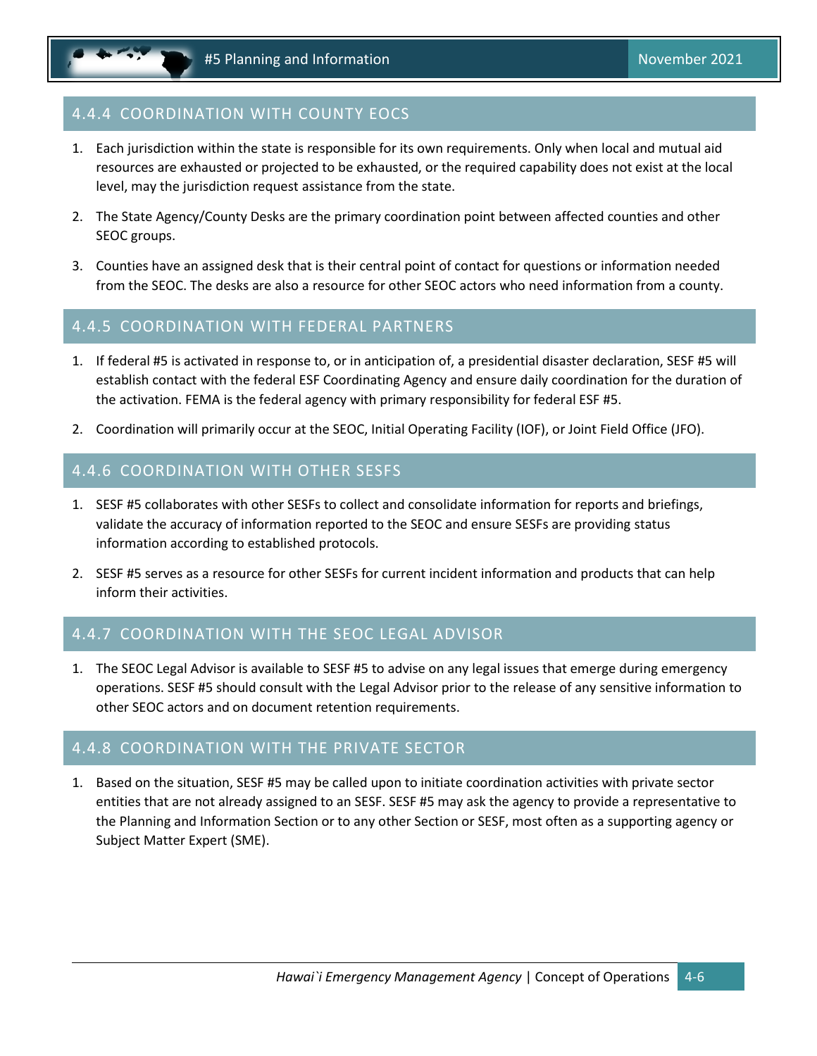### 4.4.4 COORDINATION WITH COUNTY EOCS

1. Each jurisdiction within the state is responsible for its own requirements. Only when local and mutual aid resources are exhausted or projected to be exhausted, or the required capability does not exist at the local level, may the jurisdiction request assistance from the state.
2. The State Agency/County Desks are the primary coordination point between affected counties and other SEOC groups.
3. Counties have an assigned desk that is their central point of contact for questions or information needed from the SEOC. The desks are also a resource for other SEOC actors who need information from a county.

### 4.4.5 COORDINATION WITH FEDERAL PARTNERS

1. If federal #5 is activated in response to, or in anticipation of, a presidential disaster declaration, SESF #5 will establish contact with the federal ESF Coordinating Agency and ensure daily coordination for the duration of the activation. FEMA is the federal agency with primary responsibility for federal ESF #5.
2. Coordination will primarily occur at the SEOC, Initial Operating Facility (IOF), or Joint Field Office (JFO).

### 4.4.6 COORDINATION WITH OTHER SESFS

1. SESF #5 collaborates with other SESFs to collect and consolidate information for reports and briefings, validate the accuracy of information reported to the SEOC and ensure SESFs are providing status information according to established protocols.
2. SESF #5 serves as a resource for other SESFs for current incident information and products that can help inform their activities.

### 4.4.7 COORDINATION WITH THE SEOC LEGAL ADVISOR

1. The SEOC Legal Advisor is available to SESF #5 to advise on any legal issues that emerge during emergency operations. SESF #5 should consult with the Legal Advisor prior to the release of any sensitive information to other SEOC actors and on document retention requirements.

### 4.4.8 COORDINATION WITH THE PRIVATE SECTOR

1. Based on the situation, SESF #5 may be called upon to initiate coordination activities with private sector entities that are not already assigned to an SESF. SESF #5 may ask the agency to provide a representative to the Planning and Information Section or to any other Section or SESF, most often as a supporting agency or Subject Matter Expert (SME).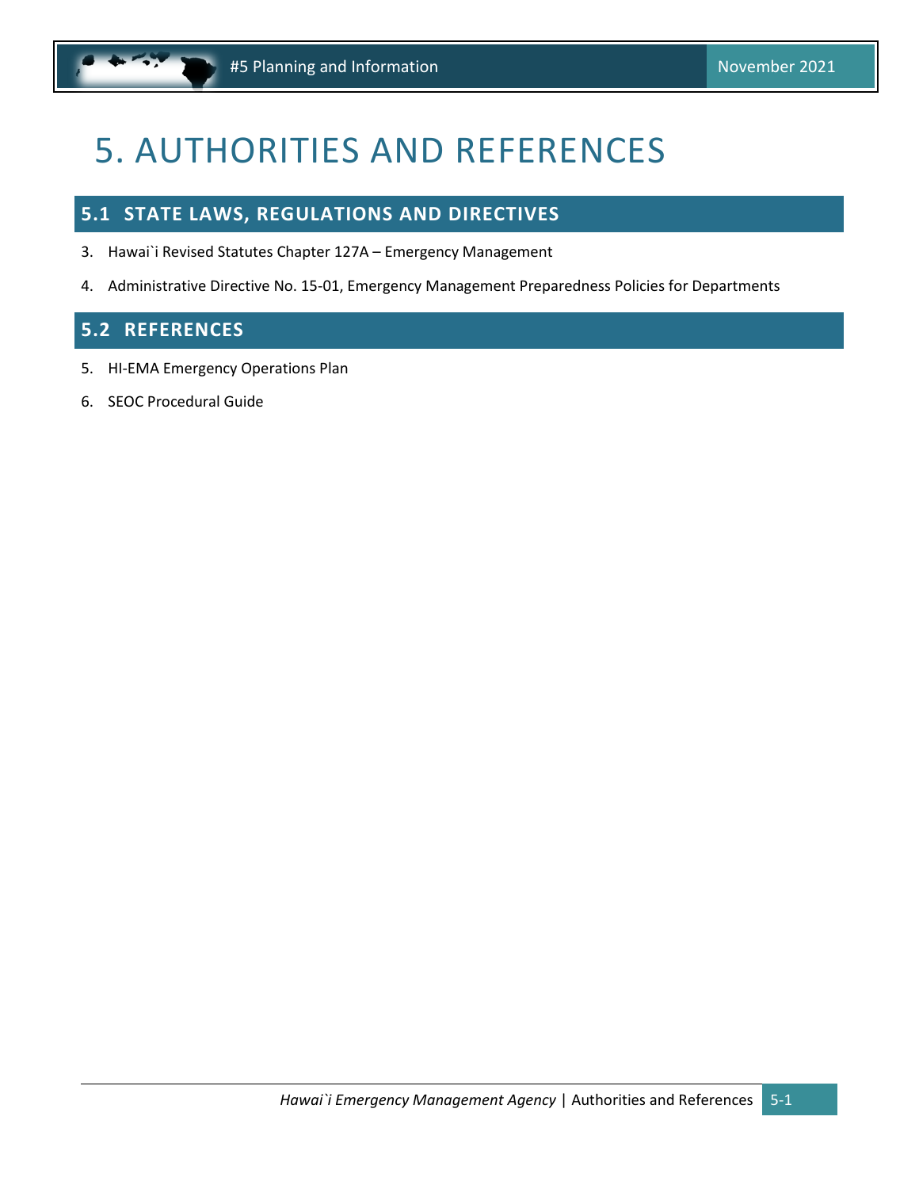# 5. AUTHORITIES AND REFERENCES

## 5.1 STATE LAWS, REGULATIONS AND DIRECTIVES

3. Hawai`i Revised Statutes Chapter 127A – Emergency Management
4. Administrative Directive No. 15-01, Emergency Management Preparedness Policies for Departments

## 5.2 REFERENCES

5. HI-EMA Emergency Operations Plan
6. SEOC Procedural Guide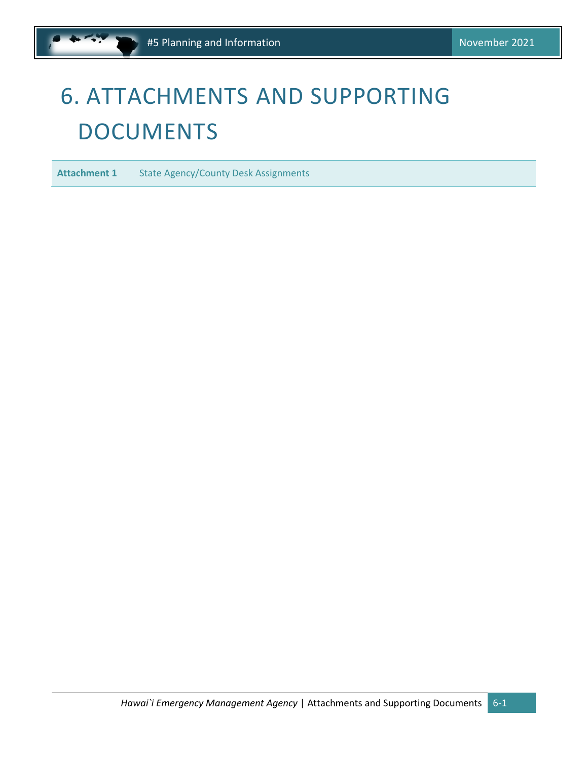# 6. ATTACHMENTS AND SUPPORTING DOCUMENTS

| **Attachment 1** | State Agency/County Desk Assignments |
| --- | --- |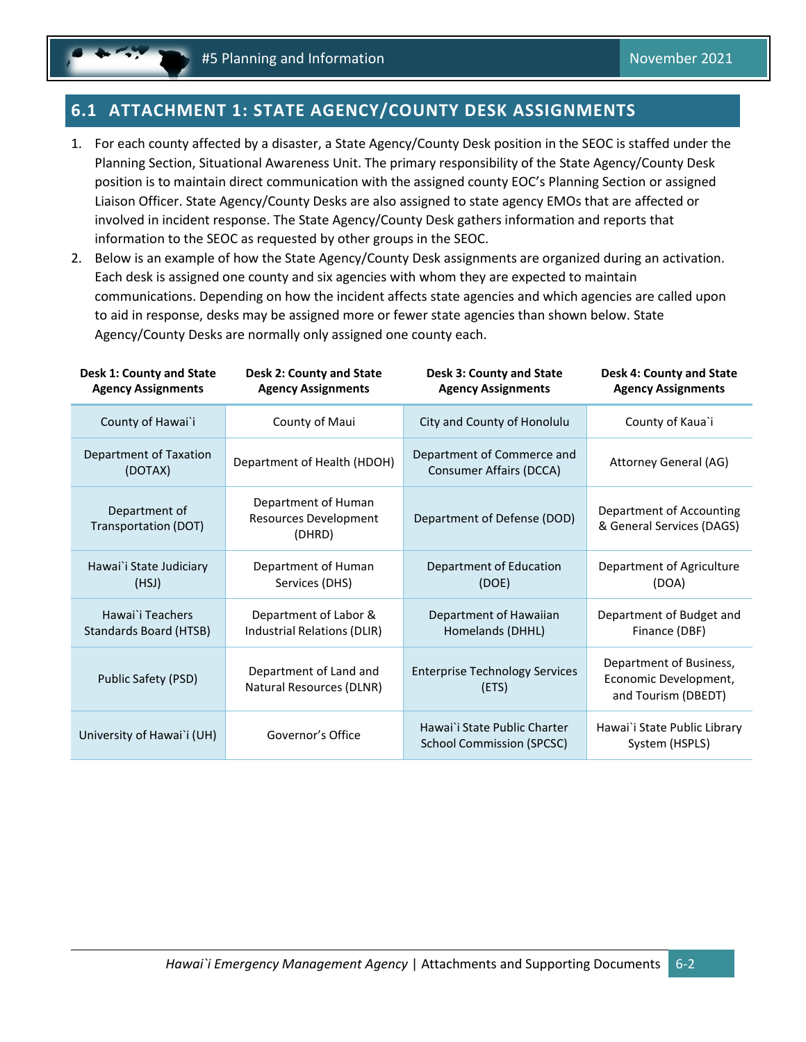## 6.1 ATTACHMENT 1: STATE AGENCY/COUNTY DESK ASSIGNMENTS

1. For each county affected by a disaster, a State Agency/County Desk position in the SEOC is staffed under the Planning Section, Situational Awareness Unit. The primary responsibility of the State Agency/County Desk position is to maintain direct communication with the assigned county EOC's Planning Section or assigned Liaison Officer. State Agency/County Desks are also assigned to state agency EMOs that are affected or involved in incident response. The State Agency/County Desk gathers information and reports that information to the SEOC as requested by other groups in the SEOC.
2. Below is an example of how the State Agency/County Desk assignments are organized during an activation. Each desk is assigned one county and six agencies with whom they are expected to maintain communications. Depending on how the incident affects state agencies and which agencies are called upon to aid in response, desks may be assigned more or fewer state agencies than shown below. State Agency/County Desks are normally only assigned one county each.

| Desk 1: County and State Agency Assignments | Desk 2: County and State Agency Assignments | Desk 3: County and State Agency Assignments | Desk 4: County and State Agency Assignments |
|---|---|---|---|
| County of Hawai`i | County of Maui | City and County of Honolulu | County of Kaua`i |
| Department of Taxation (DOTAX) | Department of Health (HDOH) | Department of Commerce and Consumer Affairs (DCCA) | Attorney General (AG) |
| Department of Transportation (DOT) | Department of Human Resources Development (DHRD) | Department of Defense (DOD) | Department of Accounting & General Services (DAGS) |
| Hawai`i State Judiciary (HSJ) | Department of Human Services (DHS) | Department of Education (DOE) | Department of Agriculture (DOA) |
| Hawai`i Teachers Standards Board (HTSB) | Department of Labor & Industrial Relations (DLIR) | Department of Hawaiian Homelands (DHHL) | Department of Budget and Finance (DBF) |
| Public Safety (PSD) | Department of Land and Natural Resources (DLNR) | Enterprise Technology Services (ETS) | Department of Business, Economic Development, and Tourism (DBEDT) |
| University of Hawai`i (UH) | Governor's Office | Hawai`i State Public Charter School Commission (SPCSC) | Hawai`i State Public Library System (HSPLS) |